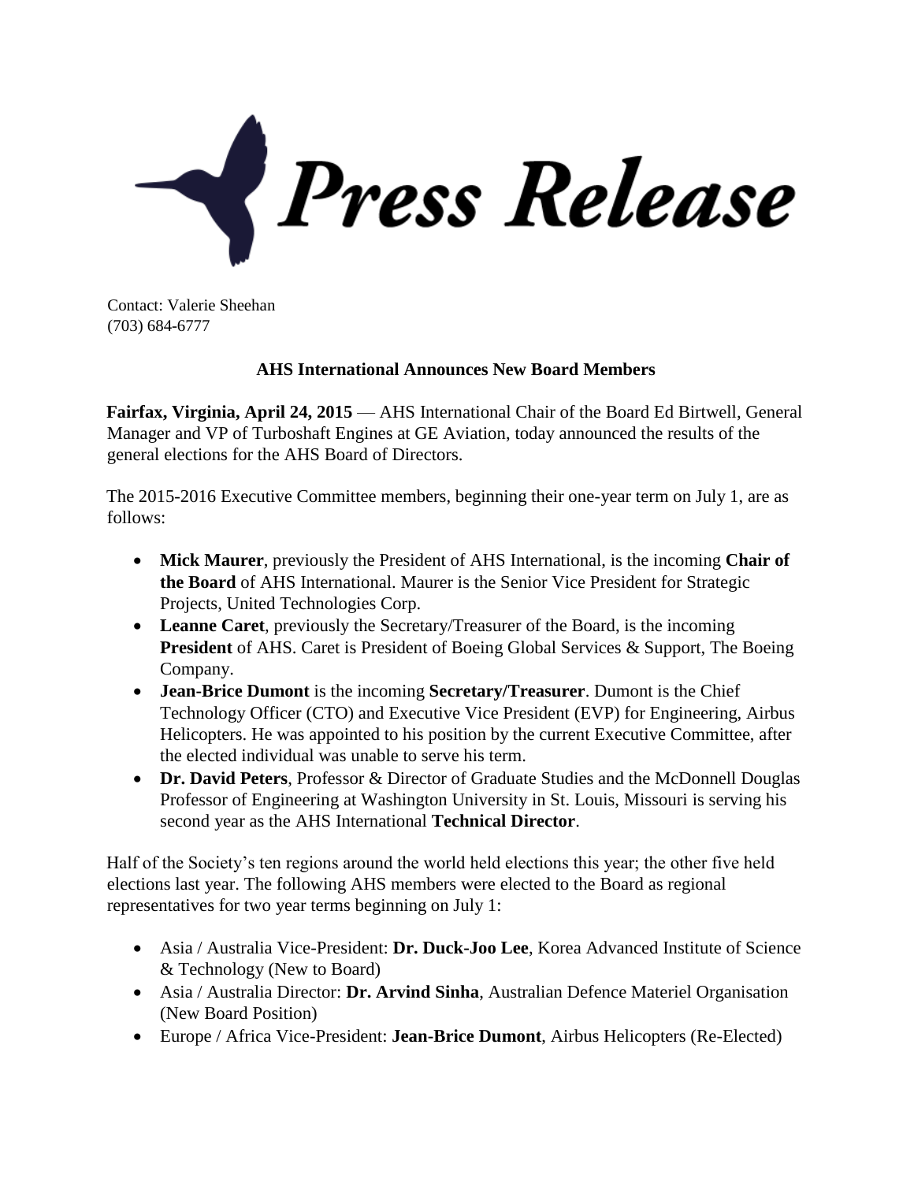# Press Release

Contact: Valerie Sheehan
(703) 684-6777

## AHS International Announces New Board Members

**Fairfax, Virginia, April 24, 2015** — AHS International Chair of the Board Ed Birtwell, General Manager and VP of Turboshaft Engines at GE Aviation, today announced the results of the general elections for the AHS Board of Directors.

The 2015-2016 Executive Committee members, beginning their one-year term on July 1, are as follows:

- **Mick Maurer**, previously the President of AHS International, is the incoming **Chair of the Board** of AHS International. Maurer is the Senior Vice President for Strategic Projects, United Technologies Corp.
- **Leanne Caret**, previously the Secretary/Treasurer of the Board, is the incoming **President** of AHS. Caret is President of Boeing Global Services & Support, The Boeing Company.
- **Jean-Brice Dumont** is the incoming **Secretary/Treasurer**. Dumont is the Chief Technology Officer (CTO) and Executive Vice President (EVP) for Engineering, Airbus Helicopters. He was appointed to his position by the current Executive Committee, after the elected individual was unable to serve his term.
- **Dr. David Peters**, Professor & Director of Graduate Studies and the McDonnell Douglas Professor of Engineering at Washington University in St. Louis, Missouri is serving his second year as the AHS International **Technical Director**.

Half of the Society's ten regions around the world held elections this year; the other five held elections last year. The following AHS members were elected to the Board as regional representatives for two year terms beginning on July 1:

- Asia / Australia Vice-President: **Dr. Duck-Joo Lee**, Korea Advanced Institute of Science & Technology (New to Board)
- Asia / Australia Director: **Dr. Arvind Sinha**, Australian Defence Materiel Organisation (New Board Position)
- Europe / Africa Vice-President: **Jean-Brice Dumont**, Airbus Helicopters (Re-Elected)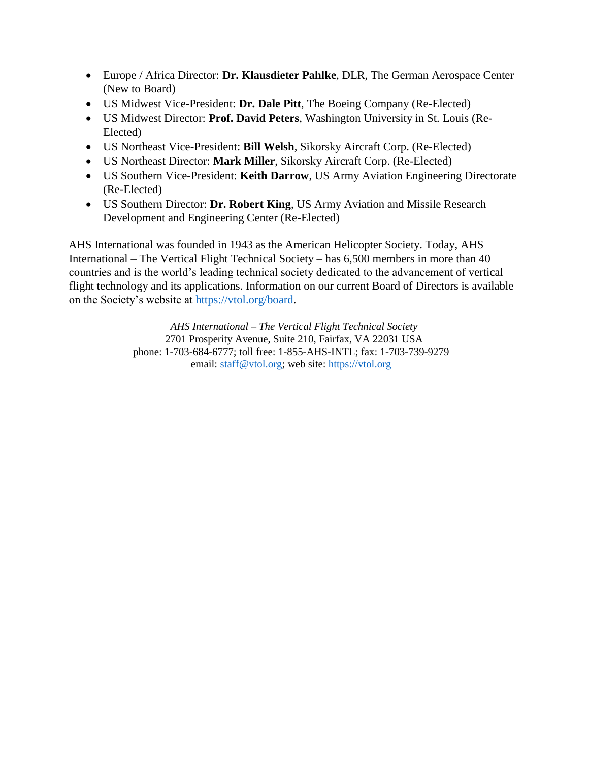- Europe / Africa Director: **Dr. Klausdieter Pahlke**, DLR, The German Aerospace Center (New to Board)
- US Midwest Vice-President: **Dr. Dale Pitt**, The Boeing Company (Re-Elected)
- US Midwest Director: **Prof. David Peters**, Washington University in St. Louis (Re-Elected)
- US Northeast Vice-President: **Bill Welsh**, Sikorsky Aircraft Corp. (Re-Elected)
- US Northeast Director: **Mark Miller**, Sikorsky Aircraft Corp. (Re-Elected)
- US Southern Vice-President: **Keith Darrow**, US Army Aviation Engineering Directorate (Re-Elected)
- US Southern Director: **Dr. Robert King**, US Army Aviation and Missile Research Development and Engineering Center (Re-Elected)

AHS International was founded in 1943 as the American Helicopter Society. Today, AHS International – The Vertical Flight Technical Society – has 6,500 members in more than 40 countries and is the world's leading technical society dedicated to the advancement of vertical flight technology and its applications. Information on our current Board of Directors is available on the Society's website at https://vtol.org/board.

*AHS International – The Vertical Flight Technical Society*
2701 Prosperity Avenue, Suite 210, Fairfax, VA 22031 USA
phone: 1-703-684-6777; toll free: 1-855-AHS-INTL; fax: 1-703-739-9279
email: staff@vtol.org; web site: https://vtol.org